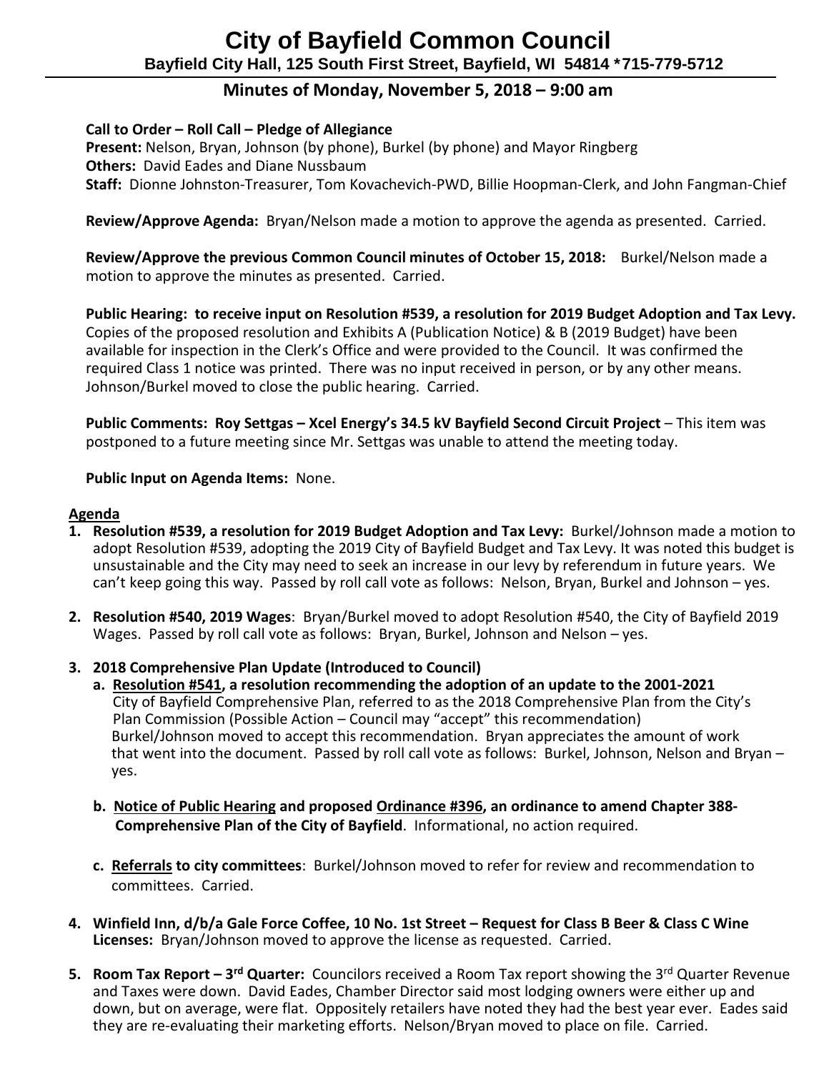# City of Bayfield Common Council

**Bayfield City Hall, 125 South First Street, Bayfield, WI 54814 *715-779-5712**

## Minutes of Monday, November 5, 2018 – 9:00 am

**Call to Order – Roll Call – Pledge of Allegiance**
**Present:** Nelson, Bryan, Johnson (by phone), Burkel (by phone) and Mayor Ringberg
**Others:** David Eades and Diane Nussbaum
**Staff:** Dionne Johnston-Treasurer, Tom Kovachevich-PWD, Billie Hoopman-Clerk, and John Fangman-Chief

**Review/Approve Agenda:** Bryan/Nelson made a motion to approve the agenda as presented. Carried.

**Review/Approve the previous Common Council minutes of October 15, 2018:** Burkel/Nelson made a motion to approve the minutes as presented. Carried.

**Public Hearing: to receive input on Resolution #539, a resolution for 2019 Budget Adoption and Tax Levy.** Copies of the proposed resolution and Exhibits A (Publication Notice) & B (2019 Budget) have been available for inspection in the Clerk's Office and were provided to the Council. It was confirmed the required Class 1 notice was printed. There was no input received in person, or by any other means. Johnson/Burkel moved to close the public hearing. Carried.

**Public Comments: Roy Settgas – Xcel Energy's 34.5 kV Bayfield Second Circuit Project** – This item was postponed to a future meeting since Mr. Settgas was unable to attend the meeting today.

**Public Input on Agenda Items:** None.

**<u>Agenda</u>**

1. **Resolution #539, a resolution for 2019 Budget Adoption and Tax Levy:** Burkel/Johnson made a motion to adopt Resolution #539, adopting the 2019 City of Bayfield Budget and Tax Levy. It was noted this budget is unsustainable and the City may need to seek an increase in our levy by referendum in future years. We can't keep going this way. Passed by roll call vote as follows: Nelson, Bryan, Burkel and Johnson – yes.

2. **Resolution #540, 2019 Wages**: Bryan/Burkel moved to adopt Resolution #540, the City of Bayfield 2019 Wages. Passed by roll call vote as follows: Bryan, Burkel, Johnson and Nelson – yes.

3. **2018 Comprehensive Plan Update (Introduced to Council)**
   a. **<u>Resolution #541</u>, a resolution recommending the adoption of an update to the 2001-2021** City of Bayfield Comprehensive Plan, referred to as the 2018 Comprehensive Plan from the City's Plan Commission (Possible Action – Council may "accept" this recommendation) Burkel/Johnson moved to accept this recommendation. Bryan appreciates the amount of work that went into the document. Passed by roll call vote as follows: Burkel, Johnson, Nelson and Bryan – yes.

   b. **<u>Notice of Public Hearing</u> and proposed <u>Ordinance #396</u>, an ordinance to amend Chapter 388- Comprehensive Plan of the City of Bayfield**. Informational, no action required.

   c. **<u>Referrals</u> to city committees**: Burkel/Johnson moved to refer for review and recommendation to committees. Carried.

4. **Winfield Inn, d/b/a Gale Force Coffee, 10 No. 1st Street – Request for Class B Beer & Class C Wine Licenses:** Bryan/Johnson moved to approve the license as requested. Carried.

5. **Room Tax Report – 3rd Quarter:** Councilors received a Room Tax report showing the 3rd Quarter Revenue and Taxes were down. David Eades, Chamber Director said most lodging owners were either up and down, but on average, were flat. Oppositely retailers have noted they had the best year ever. Eades said they are re-evaluating their marketing efforts. Nelson/Bryan moved to place on file. Carried.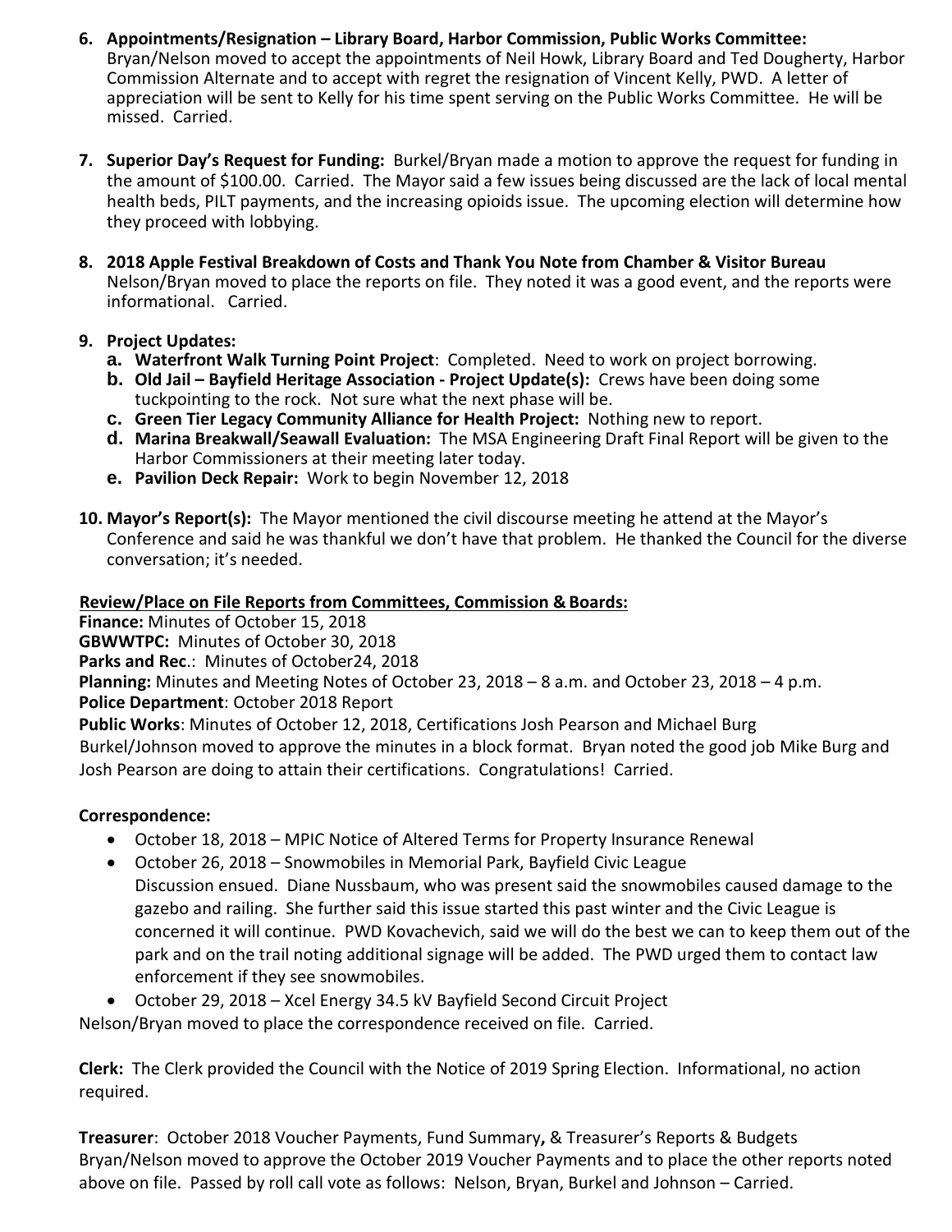6. **Appointments/Resignation – Library Board, Harbor Commission, Public Works Committee:** Bryan/Nelson moved to accept the appointments of Neil Howk, Library Board and Ted Dougherty, Harbor Commission Alternate and to accept with regret the resignation of Vincent Kelly, PWD. A letter of appreciation will be sent to Kelly for his time spent serving on the Public Works Committee. He will be missed. Carried.

7. **Superior Day's Request for Funding:** Burkel/Bryan made a motion to approve the request for funding in the amount of $100.00. Carried. The Mayor said a few issues being discussed are the lack of local mental health beds, PILT payments, and the increasing opioids issue. The upcoming election will determine how they proceed with lobbying.

8. **2018 Apple Festival Breakdown of Costs and Thank You Note from Chamber & Visitor Bureau** Nelson/Bryan moved to place the reports on file. They noted it was a good event, and the reports were informational. Carried.

9. **Project Updates:**
   a. **Waterfront Walk Turning Point Project**: Completed. Need to work on project borrowing.
   b. **Old Jail – Bayfield Heritage Association - Project Update(s):** Crews have been doing some tuckpointing to the rock. Not sure what the next phase will be.
   c. **Green Tier Legacy Community Alliance for Health Project:** Nothing new to report.
   d. **Marina Breakwall/Seawall Evaluation:** The MSA Engineering Draft Final Report will be given to the Harbor Commissioners at their meeting later today.
   e. **Pavilion Deck Repair:** Work to begin November 12, 2018

10. **Mayor's Report(s):** The Mayor mentioned the civil discourse meeting he attend at the Mayor's Conference and said he was thankful we don't have that problem. He thanked the Council for the diverse conversation; it's needed.

**Review/Place on File Reports from Committees, Commission & Boards:**

**Finance:** Minutes of October 15, 2018
**GBWWTPC:** Minutes of October 30, 2018
**Parks and Rec**.: Minutes of October24, 2018
**Planning:** Minutes and Meeting Notes of October 23, 2018 – 8 a.m. and October 23, 2018 – 4 p.m.
**Police Department**: October 2018 Report
**Public Works**: Minutes of October 12, 2018, Certifications Josh Pearson and Michael Burg
Burkel/Johnson moved to approve the minutes in a block format. Bryan noted the good job Mike Burg and Josh Pearson are doing to attain their certifications. Congratulations! Carried.

**Correspondence:**

- October 18, 2018 – MPIC Notice of Altered Terms for Property Insurance Renewal
- October 26, 2018 – Snowmobiles in Memorial Park, Bayfield Civic League
  Discussion ensued. Diane Nussbaum, who was present said the snowmobiles caused damage to the gazebo and railing. She further said this issue started this past winter and the Civic League is concerned it will continue. PWD Kovachevich, said we will do the best we can to keep them out of the park and on the trail noting additional signage will be added. The PWD urged them to contact law enforcement if they see snowmobiles.
- October 29, 2018 – Xcel Energy 34.5 kV Bayfield Second Circuit Project

Nelson/Bryan moved to place the correspondence received on file. Carried.

**Clerk:** The Clerk provided the Council with the Notice of 2019 Spring Election. Informational, no action required.

**Treasurer**: October 2018 Voucher Payments, Fund Summary**,** & Treasurer's Reports & Budgets
Bryan/Nelson moved to approve the October 2019 Voucher Payments and to place the other reports noted above on file. Passed by roll call vote as follows: Nelson, Bryan, Burkel and Johnson – Carried.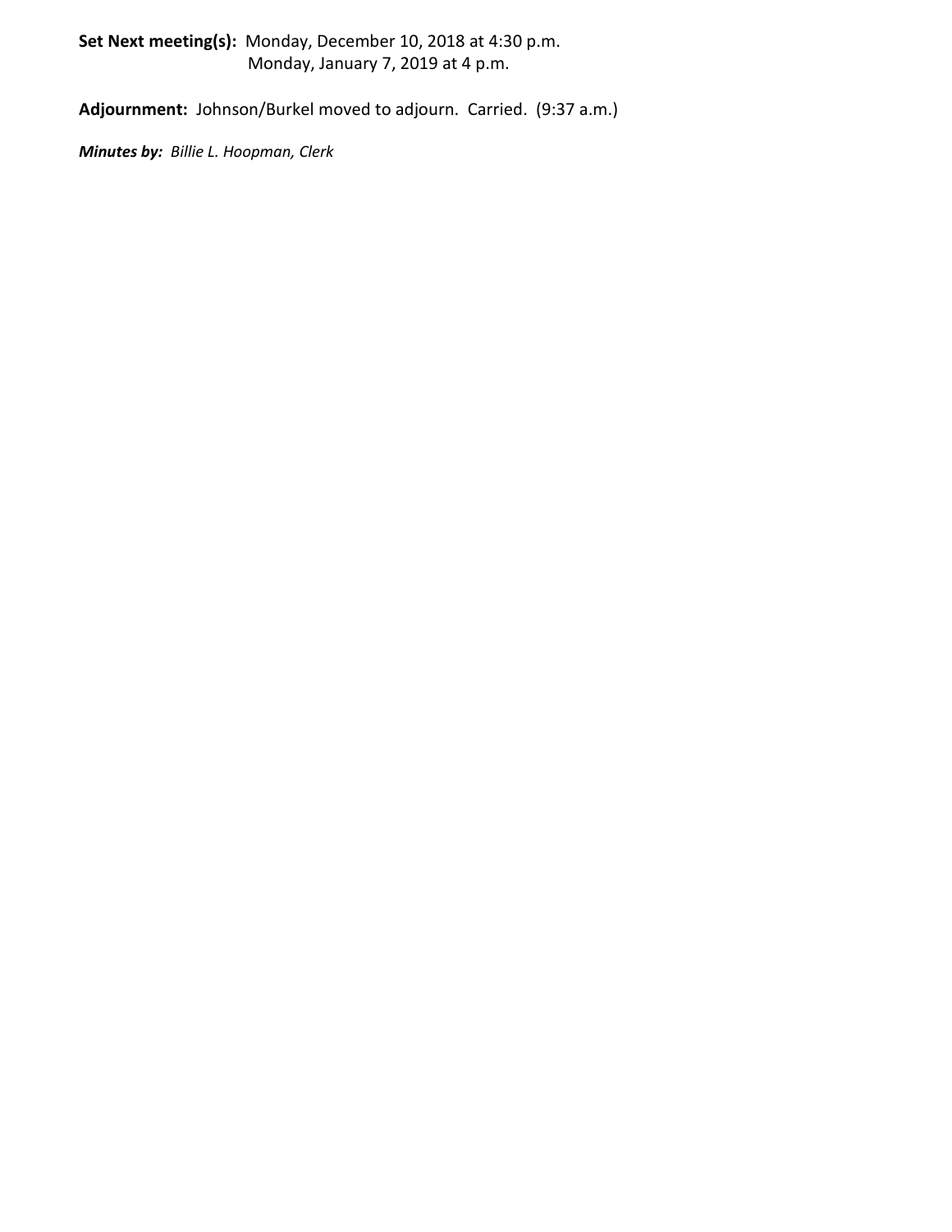**Set Next meeting(s):** Monday, December 10, 2018 at 4:30 p.m.
Monday, January 7, 2019 at 4 p.m.

**Adjournment:** Johnson/Burkel moved to adjourn. Carried. (9:37 a.m.)

***Minutes by:*** *Billie L. Hoopman, Clerk*